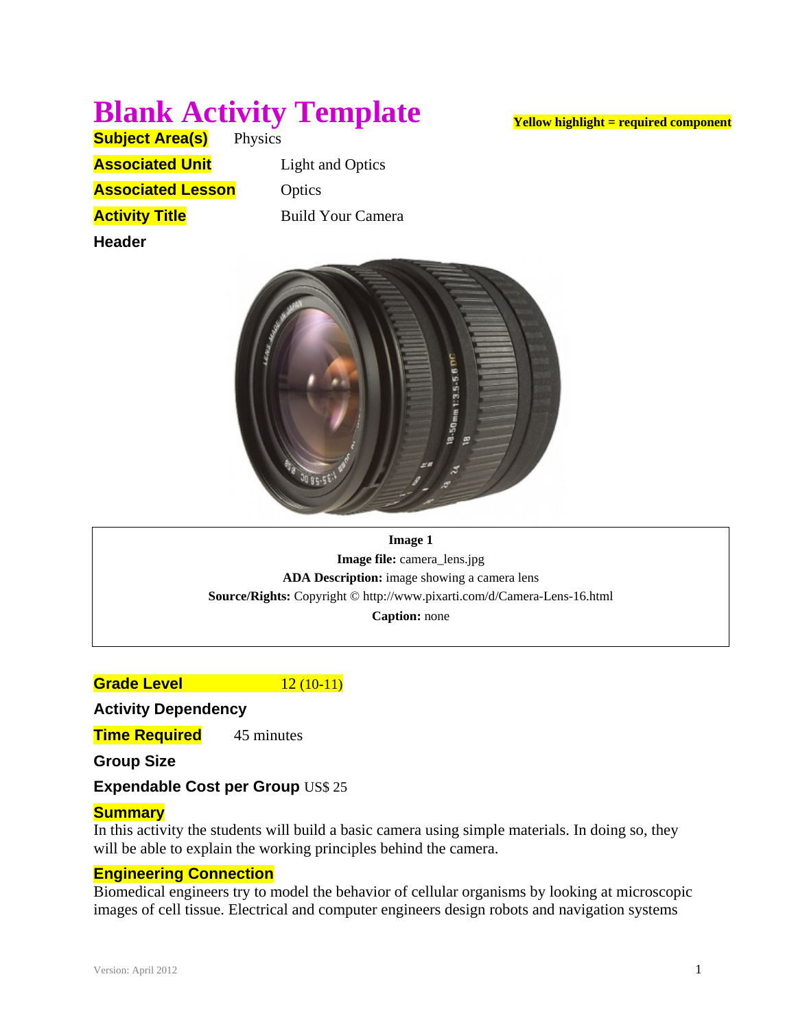# Blank Activity Template

**Yellow highlight = required component**

**Subject Area(s)** Physics

**Associated Unit** Light and Optics

**Associated Lesson** Optics

**Activity Title** Build Your Camera

**Header**

**Image 1**
**Image file:** camera_lens.jpg
**ADA Description:** image showing a camera lens
**Source/Rights:** Copyright © http://www.pixarti.com/d/Camera-Lens-16.html
**Caption:** none

**Grade Level** 12 (10-11)

**Activity Dependency**

**Time Required** 45 minutes

**Group Size**

**Expendable Cost per Group** US$ 25

**Summary**
In this activity the students will build a basic camera using simple materials. In doing so, they will be able to explain the working principles behind the camera.

**Engineering Connection**
Biomedical engineers try to model the behavior of cellular organisms by looking at microscopic images of cell tissue. Electrical and computer engineers design robots and navigation systems

Version: April 2012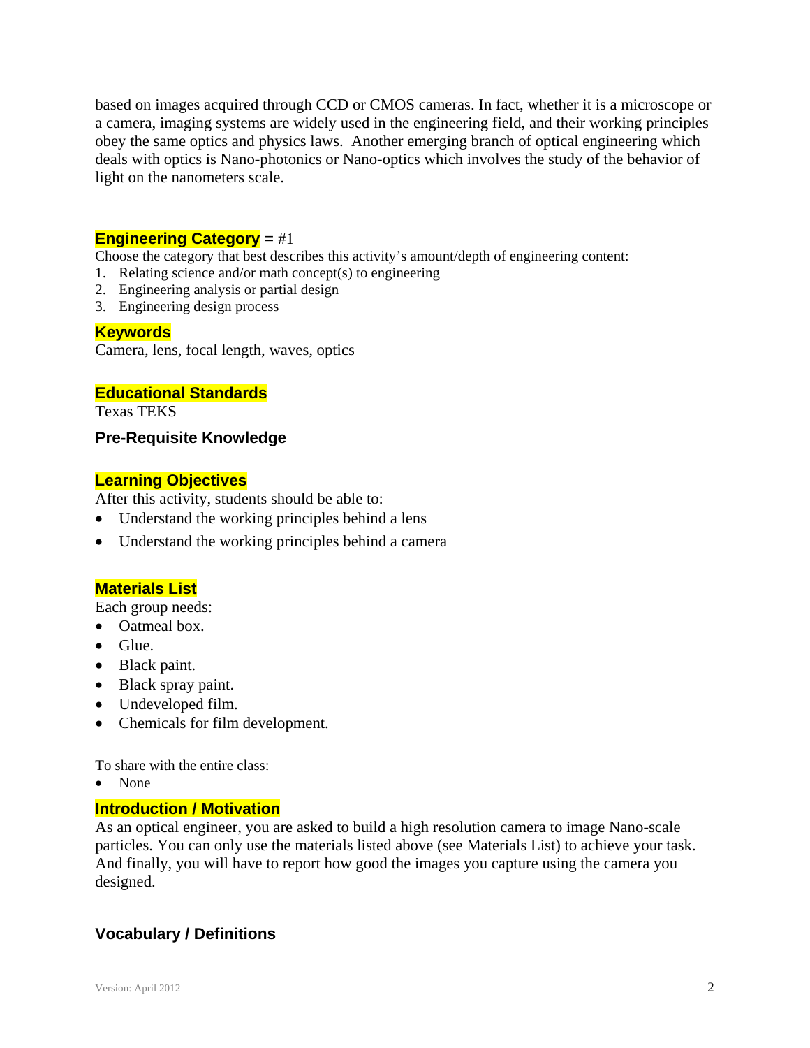based on images acquired through CCD or CMOS cameras. In fact, whether it is a microscope or a camera, imaging systems are widely used in the engineering field, and their working principles obey the same optics and physics laws. Another emerging branch of optical engineering which deals with optics is Nano-photonics or Nano-optics which involves the study of the behavior of light on the nanometers scale.

## Engineering Category = #1

Choose the category that best describes this activity's amount/depth of engineering content:

1. Relating science and/or math concept(s) to engineering
2. Engineering analysis or partial design
3. Engineering design process

## Keywords

Camera, lens, focal length, waves, optics

## Educational Standards

Texas TEKS

## Pre-Requisite Knowledge

## Learning Objectives

After this activity, students should be able to:

- Understand the working principles behind a lens
- Understand the working principles behind a camera

## Materials List

Each group needs:

- Oatmeal box.
- Glue.
- Black paint.
- Black spray paint.
- Undeveloped film.
- Chemicals for film development.

To share with the entire class:

- None

## Introduction / Motivation

As an optical engineer, you are asked to build a high resolution camera to image Nano-scale particles. You can only use the materials listed above (see Materials List) to achieve your task. And finally, you will have to report how good the images you capture using the camera you designed.

## Vocabulary / Definitions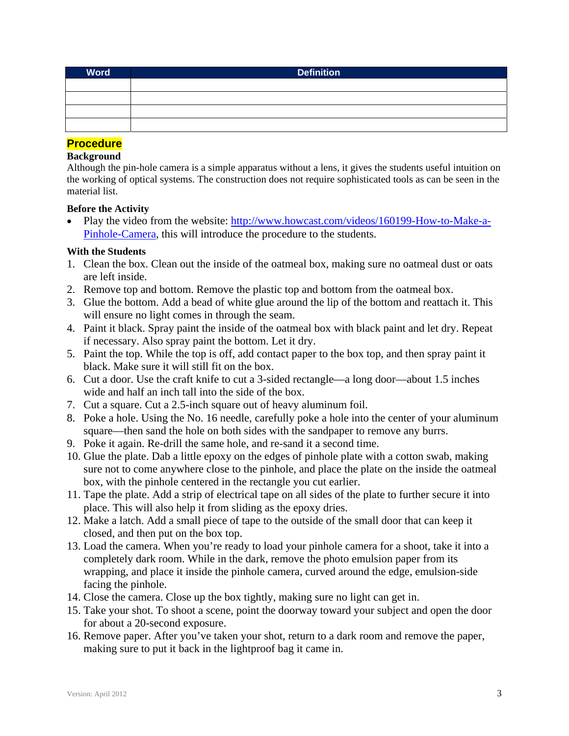| Word | Definition |
| --- | --- |
| | |
| | |
| | |
| | |

## Procedure

### Background

Although the pin-hole camera is a simple apparatus without a lens, it gives the students useful intuition on the working of optical systems. The construction does not require sophisticated tools as can be seen in the material list.

### Before the Activity

- Play the video from the website: [http://www.howcast.com/videos/160199-How-to-Make-a-Pinhole-Camera](http://www.howcast.com/videos/160199-How-to-Make-a-Pinhole-Camera), this will introduce the procedure to the students.

### With the Students

1. Clean the box. Clean out the inside of the oatmeal box, making sure no oatmeal dust or oats are left inside.
2. Remove top and bottom. Remove the plastic top and bottom from the oatmeal box.
3. Glue the bottom. Add a bead of white glue around the lip of the bottom and reattach it. This will ensure no light comes in through the seam.
4. Paint it black. Spray paint the inside of the oatmeal box with black paint and let dry. Repeat if necessary. Also spray paint the bottom. Let it dry.
5. Paint the top. While the top is off, add contact paper to the box top, and then spray paint it black. Make sure it will still fit on the box.
6. Cut a door. Use the craft knife to cut a 3-sided rectangle—a long door—about 1.5 inches wide and half an inch tall into the side of the box.
7. Cut a square. Cut a 2.5-inch square out of heavy aluminum foil.
8. Poke a hole. Using the No. 16 needle, carefully poke a hole into the center of your aluminum square—then sand the hole on both sides with the sandpaper to remove any burrs.
9. Poke it again. Re-drill the same hole, and re-sand it a second time.
10. Glue the plate. Dab a little epoxy on the edges of pinhole plate with a cotton swab, making sure not to come anywhere close to the pinhole, and place the plate on the inside the oatmeal box, with the pinhole centered in the rectangle you cut earlier.
11. Tape the plate. Add a strip of electrical tape on all sides of the plate to further secure it into place. This will also help it from sliding as the epoxy dries.
12. Make a latch. Add a small piece of tape to the outside of the small door that can keep it closed, and then put on the box top.
13. Load the camera. When you're ready to load your pinhole camera for a shoot, take it into a completely dark room. While in the dark, remove the photo emulsion paper from its wrapping, and place it inside the pinhole camera, curved around the edge, emulsion-side facing the pinhole.
14. Close the camera. Close up the box tightly, making sure no light can get in.
15. Take your shot. To shoot a scene, point the doorway toward your subject and open the door for about a 20-second exposure.
16. Remove paper. After you've taken your shot, return to a dark room and remove the paper, making sure to put it back in the lightproof bag it came in.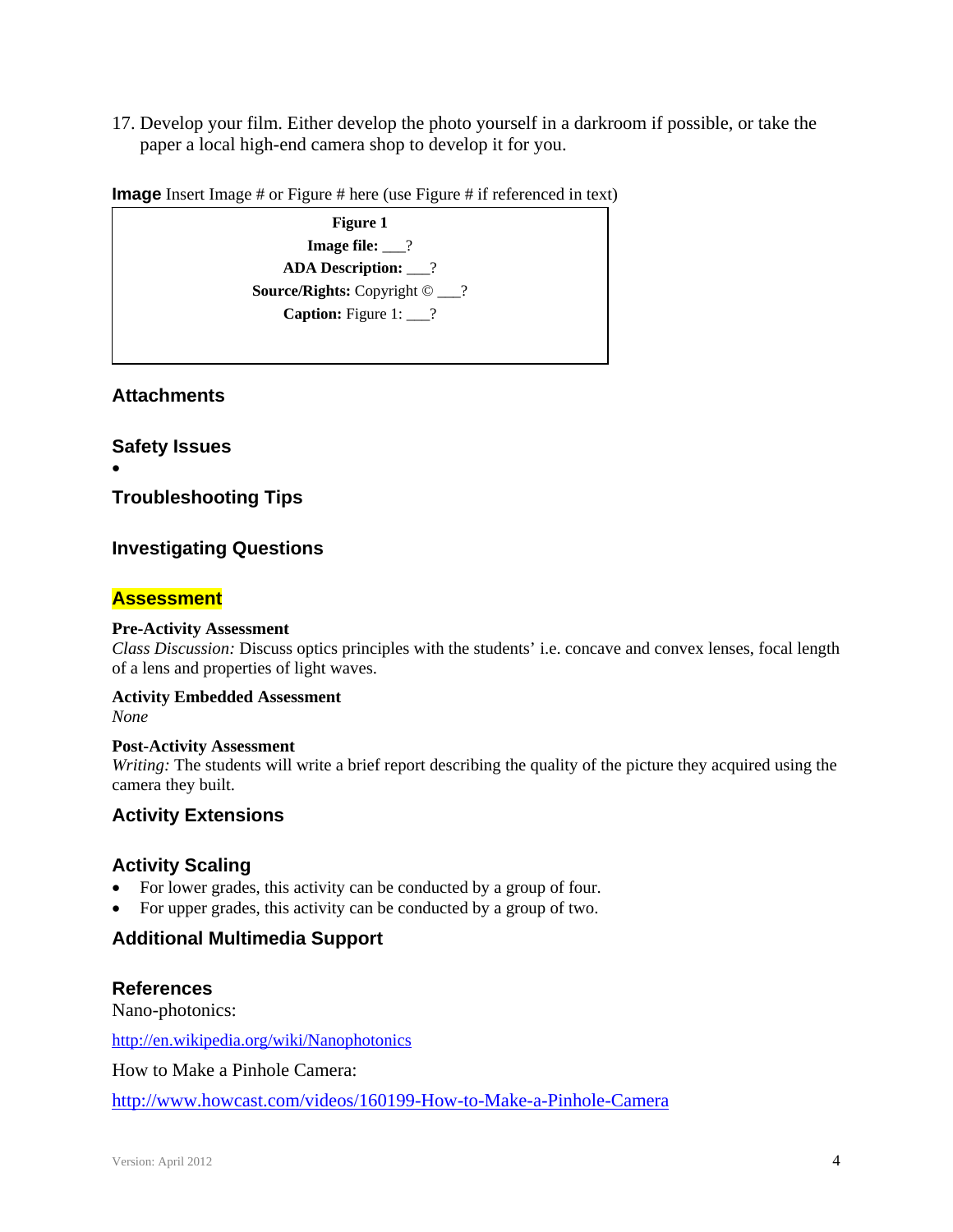17. Develop your film. Either develop the photo yourself in a darkroom if possible, or take the paper a local high-end camera shop to develop it for you.

**Image** Insert Image # or Figure # here (use Figure # if referenced in text)

**Figure 1**
**Image file:** ___?
**ADA Description:** ___?
**Source/Rights:** Copyright © ___?
**Caption:** Figure 1: ___?

## Attachments

## Safety Issues

- 

## Troubleshooting Tips

## Investigating Questions

## Assessment

**Pre-Activity Assessment**
*Class Discussion:* Discuss optics principles with the students' i.e. concave and convex lenses, focal length of a lens and properties of light waves.

**Activity Embedded Assessment**
*None*

**Post-Activity Assessment**
*Writing:* The students will write a brief report describing the quality of the picture they acquired using the camera they built.

## Activity Extensions

## Activity Scaling

- For lower grades, this activity can be conducted by a group of four.
- For upper grades, this activity can be conducted by a group of two.

## Additional Multimedia Support

## References

Nano-photonics:

http://en.wikipedia.org/wiki/Nanophotonics

How to Make a Pinhole Camera:

http://www.howcast.com/videos/160199-How-to-Make-a-Pinhole-Camera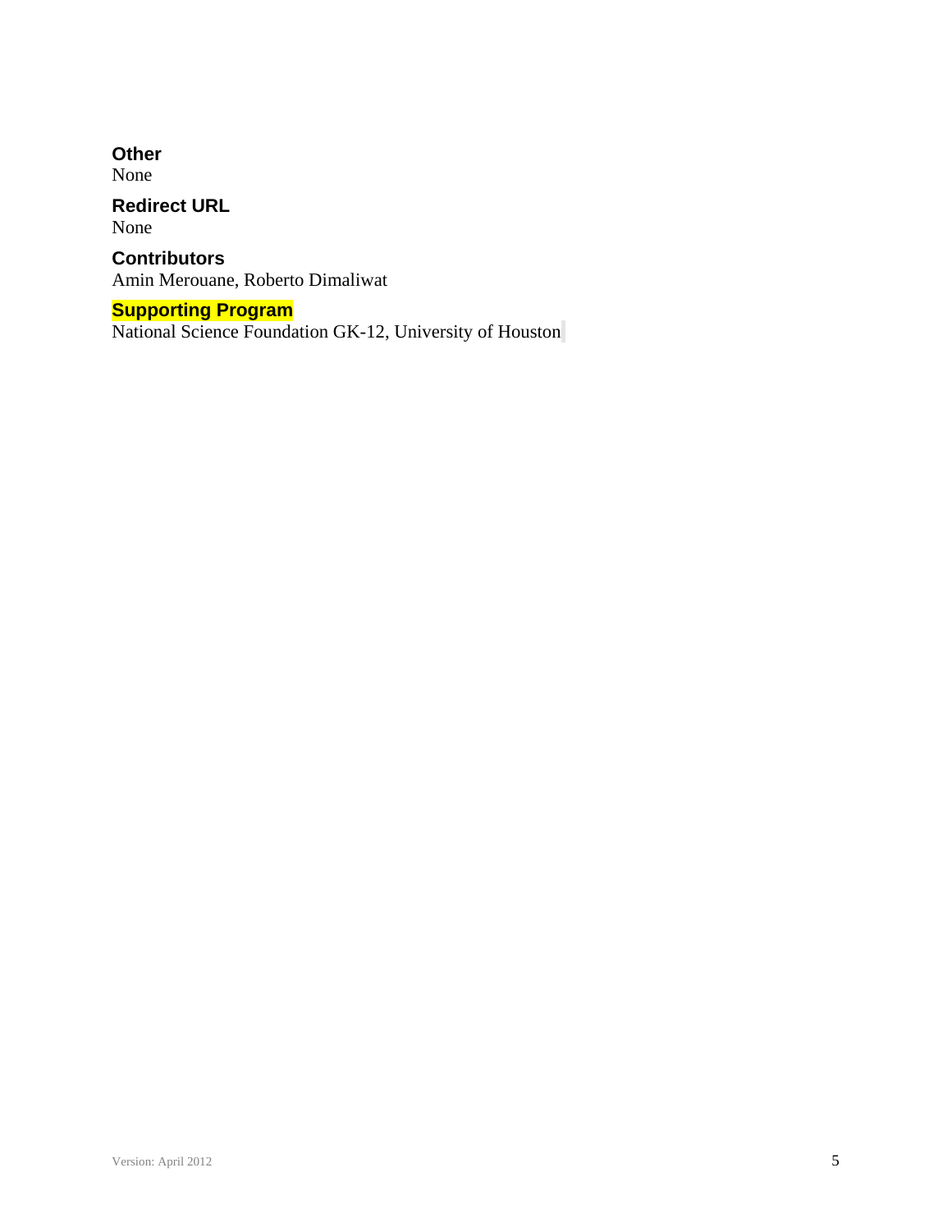### Other
None

### Redirect URL
None

### Contributors
Amin Merouane, Roberto Dimaliwat

### Supporting Program
National Science Foundation GK-12, University of Houston